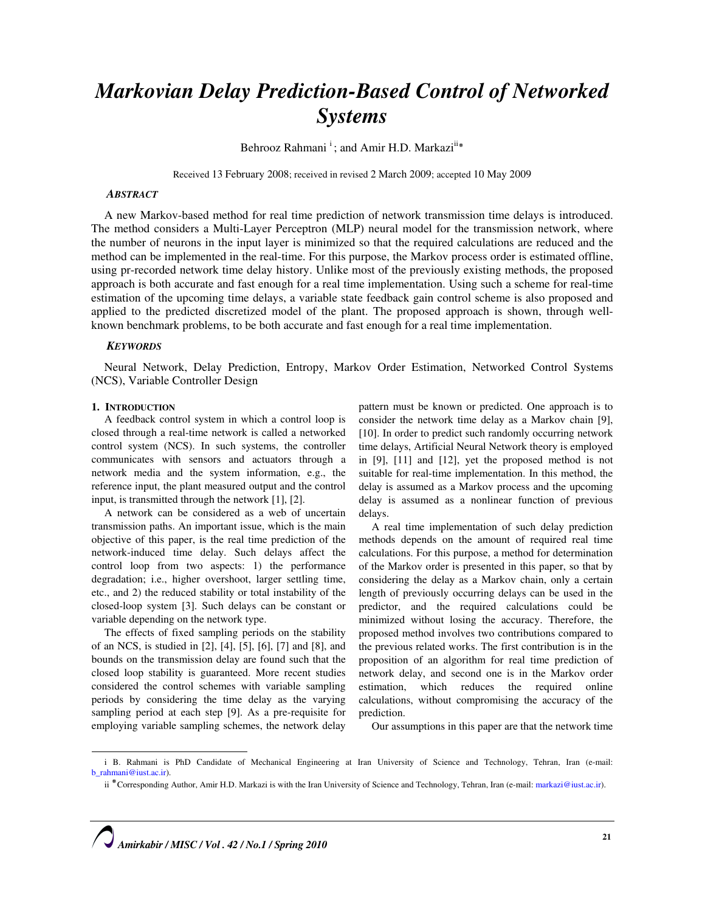# Markovian Delay Prediction-Based Control of Networked Systems

Behrooz Rahmani [i]; and Amir H.D. Markazi[ii*]

Received 13 February 2008; received in revised 2 March 2009; accepted 10 May 2009

## ABSTRACT

A new Markov-based method for real time prediction of network transmission time delays is introduced. The method considers a Multi-Layer Perceptron (MLP) neural model for the transmission network, where the number of neurons in the input layer is minimized so that the required calculations are reduced and the method can be implemented in the real-time. For this purpose, the Markov process order is estimated offline, using pr-recorded network time delay history. Unlike most of the previously existing methods, the proposed approach is both accurate and fast enough for a real time implementation. Using such a scheme for real-time estimation of the upcoming time delays, a variable state feedback gain control scheme is also proposed and applied to the predicted discretized model of the plant. The proposed approach is shown, through well-known benchmark problems, to be both accurate and fast enough for a real time implementation.

## KEYWORDS

Neural Network, Delay Prediction, Entropy, Markov Order Estimation, Networked Control Systems (NCS), Variable Controller Design

## 1. INTRODUCTION

A feedback control system in which a control loop is closed through a real-time network is called a networked control system (NCS). In such systems, the controller communicates with sensors and actuators through a network media and the system information, e.g., the reference input, the plant measured output and the control input, is transmitted through the network [1], [2].

A network can be considered as a web of uncertain transmission paths. An important issue, which is the main objective of this paper, is the real time prediction of the network-induced time delay. Such delays affect the control loop from two aspects: 1) the performance degradation; i.e., higher overshoot, larger settling time, etc., and 2) the reduced stability or total instability of the closed-loop system [3]. Such delays can be constant or variable depending on the network type.

The effects of fixed sampling periods on the stability of an NCS, is studied in [2], [4], [5], [6], [7] and [8], and bounds on the transmission delay are found such that the closed loop stability is guaranteed. More recent studies considered the control schemes with variable sampling periods by considering the time delay as the varying sampling period at each step [9]. As a pre-requisite for employing variable sampling schemes, the network delay pattern must be known or predicted. One approach is to consider the network time delay as a Markov chain [9], [10]. In order to predict such randomly occurring network time delays, Artificial Neural Network theory is employed in [9], [11] and [12], yet the proposed method is not suitable for real-time implementation. In this method, the delay is assumed as a Markov process and the upcoming delay is assumed as a nonlinear function of previous delays.

A real time implementation of such delay prediction methods depends on the amount of required real time calculations. For this purpose, a method for determination of the Markov order is presented in this paper, so that by considering the delay as a Markov chain, only a certain length of previously occurring delays can be used in the predictor, and the required calculations could be minimized without losing the accuracy. Therefore, the proposed method involves two contributions compared to the previous related works. The first contribution is in the proposition of an algorithm for real time prediction of network delay, and second one is in the Markov order estimation, which reduces the required online calculations, without compromising the accuracy of the prediction.

Our assumptions in this paper are that the network time

---

i B. Rahmani is PhD Candidate of Mechanical Engineering at Iran University of Science and Technology, Tehran, Iran (e-mail: b_rahmani@iust.ac.ir).

ii *Corresponding Author, Amir H.D. Markazi is with the Iran University of Science and Technology, Tehran, Iran (e-mail: markazi@iust.ac.ir).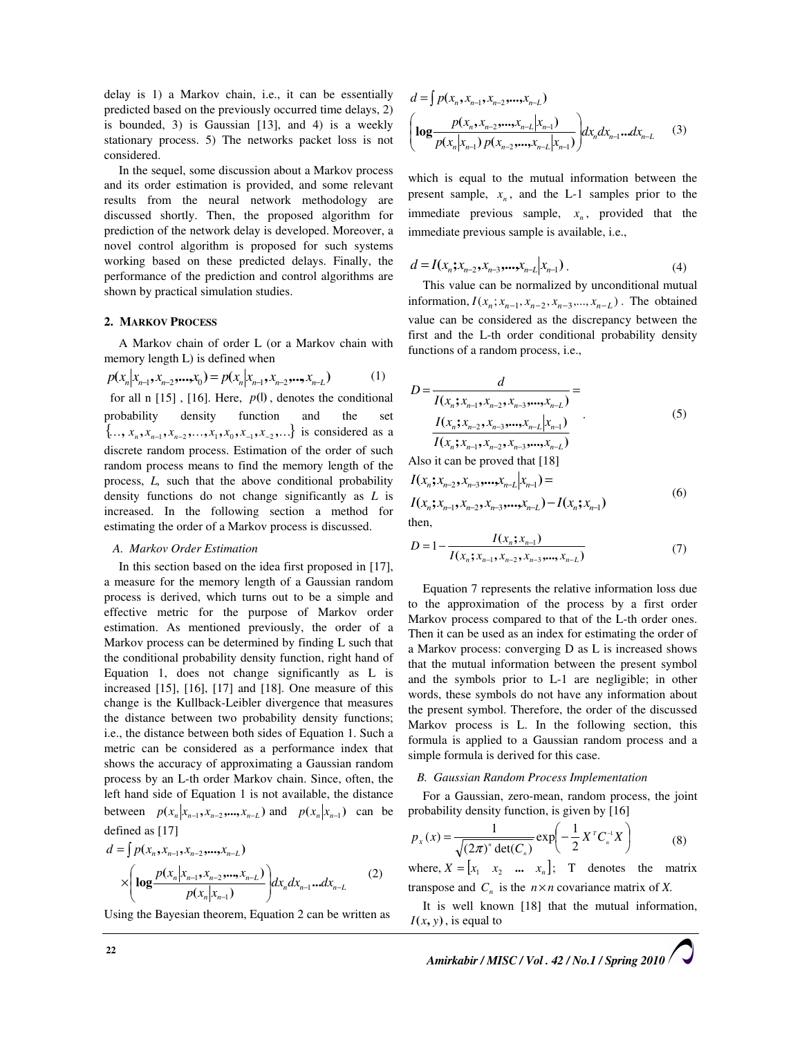delay is 1) a Markov chain, i.e., it can be essentially predicted based on the previously occurred time delays, 2) is bounded, 3) is Gaussian [13], and 4) is a weekly stationary process. 5) The networks packet loss is not considered.

In the sequel, some discussion about a Markov process and its order estimation is provided, and some relevant results from the neural network methodology are discussed shortly. Then, the proposed algorithm for prediction of the network delay is developed. Moreover, a novel control algorithm is proposed for such systems working based on these predicted delays. Finally, the performance of the prediction and control algorithms are shown by practical simulation studies.

## 2. MARKOV PROCESS

A Markov chain of order L (or a Markov chain with memory length L) is defined when

$$p(x_n|x_{n-1},x_{n-2},...,x_0)=p(x_n|x_{n-1},x_{n-2},...,x_{n-L}) \quad (1)$$

for all n [15] , [16]. Here, $p(|)$, denotes the conditional probability density function and the set $\{..., x_n, x_{n-1}, x_{n-2}, ..., x_1, x_0, x_{-1}, x_{-2}, ...\}$ is considered as a discrete random process. Estimation of the order of such random process means to find the memory length of the process, *L,* such that the above conditional probability density functions do not change significantly as *L* is increased. In the following section a method for estimating the order of a Markov process is discussed.

### *A. Markov Order Estimation*

In this section based on the idea first proposed in [17], a measure for the memory length of a Gaussian random process is derived, which turns out to be a simple and effective metric for the purpose of Markov order estimation. As mentioned previously, the order of a Markov process can be determined by finding L such that the conditional probability density function, right hand of Equation 1, does not change significantly as L is increased [15], [16], [17] and [18]. One measure of this change is the Kullback-Leibler divergence that measures the distance between two probability density functions; i.e., the distance between both sides of Equation 1. Such a metric can be considered as a performance index that shows the accuracy of approximating a Gaussian random process by an L-th order Markov chain. Since, often, the left hand side of Equation 1 is not available, the distance between $p(x_n|x_{n-1},x_{n-2},...,x_{n-L})$ and $p(x_n|x_{n-1})$ can be defined as [17]

$$d=\int p(x_n,x_{n-1},x_{n-2},...,x_{n-L}) \times\left(\log\frac{p(x_n|x_{n-1},x_{n-2},...,x_{n-L})}{p(x_n|x_{n-1})}\right)dx_n dx_{n-1}...dx_{n-L} \quad (2)$$

Using the Bayesian theorem, Equation 2 can be written as

$$d=\int p(x_n,x_{n-1},x_{n-2},...,x_{n-L}) \left(\log\frac{p(x_n,x_{n-2},...,x_{n-L}|x_{n-1})}{p(x_n|x_{n-1})\,p(x_{n-2},...,x_{n-L}|x_{n-1})}\right)dx_n dx_{n-1}...dx_{n-L} \quad (3)$$

which is equal to the mutual information between the present sample, $x_n$, and the L-1 samples prior to the immediate previous sample, $x_n$, provided that the immediate previous sample is available, i.e.,

$$d=I(x_n;x_{n-2},x_{n-3},...,x_{n-L}|x_{n-1}). \quad (4)$$

This value can be normalized by unconditional mutual information, $I(x_n;x_{n-1},x_{n-2},x_{n-3},...,x_{n-L})$. The obtained value can be considered as the discrepancy between the first and the L-th order conditional probability density functions of a random process, i.e.,

$$D=\frac{d}{I(x_n;x_{n-1},x_{n-2},x_{n-3},...,x_{n-L})}=\frac{I(x_n;x_{n-2},x_{n-3},...,x_{n-L}|x_{n-1})}{I(x_n;x_{n-1},x_{n-2},x_{n-3},...,x_{n-L})}. \quad (5)$$

Also it can be proved that [18]

$$I(x_n;x_{n-2},x_{n-3},...,x_{n-L}|x_{n-1})=I(x_n;x_{n-1},x_{n-2},x_{n-3},...,x_{n-L})-I(x_n;x_{n-1}) \quad (6)$$

then,

$$D=1-\frac{I(x_n;x_{n-1})}{I(x_n;x_{n-1},x_{n-2},x_{n-3},...,x_{n-L})} \quad (7)$$

Equation 7 represents the relative information loss due to the approximation of the process by a first order Markov process compared to that of the L-th order ones. Then it can be used as an index for estimating the order of a Markov process: converging D as L is increased shows that the mutual information between the present symbol and the symbols prior to L-1 are negligible; in other words, these symbols do not have any information about the present symbol. Therefore, the order of the discussed Markov process is L. In the following section, this formula is applied to a Gaussian random process and a simple formula is derived for this case.

### *B. Gaussian Random Process Implementation*

For a Gaussian, zero-mean, random process, the joint probability density function, is given by [16]

$$p_X(x)=\frac{1}{\sqrt{(2\pi)^n\det(C_n)}}\exp\left(-\frac{1}{2}X^TC_n^{-1}X\right) \quad (8)$$

where, $X=[x_1 \quad x_2 \quad ... \quad x_n]$; T denotes the matrix transpose and $C_n$ is the $n\times n$ covariance matrix of *X.*

It is well known [18] that the mutual information, $I(x,y)$, is equal to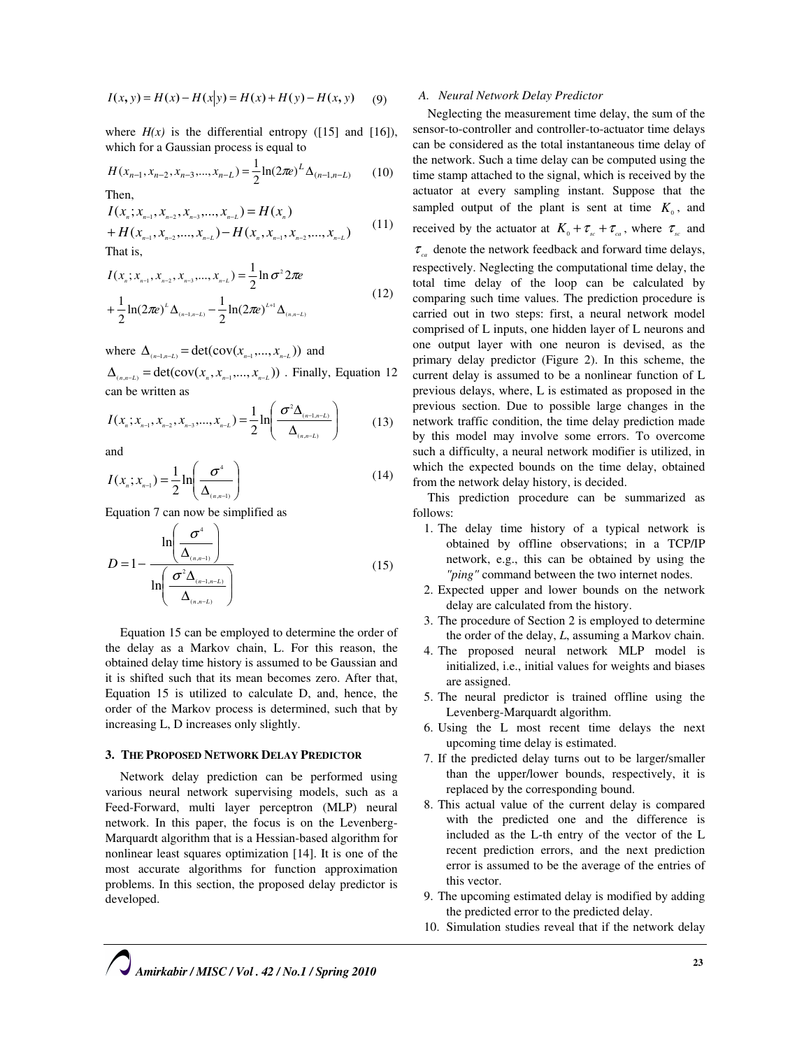$$I(x,y) = H(x) - H(x|y) = H(x) + H(y) - H(x,y) \quad (9)$$

where *H(x)* is the differential entropy ([15] and [16]), which for a Gaussian process is equal to

$$H(x_{n-1}, x_{n-2}, x_{n-3}, ..., x_{n-L}) = \frac{1}{2}\ln(2\pi e)^L \Delta_{(n-1,n-L)} \quad (10)$$

Then,

$$\begin{aligned} &I(x_n; x_{n-1}, x_{n-2}, x_{n-3}, ..., x_{n-L}) = H(x_n) \\ &+ H(x_{n-1}, x_{n-2}, ..., x_{n-L}) - H(x_n, x_{n-1}, x_{n-2}, ..., x_{n-L}) \end{aligned} \quad (11)$$

That is,

$$\begin{aligned} &I(x_n; x_{n-1}, x_{n-2}, x_{n-3}, ..., x_{n-L}) = \frac{1}{2}\ln \sigma^2 2\pi e \\ &+ \frac{1}{2}\ln(2\pi e)^L \Delta_{(n-1,n-L)} - \frac{1}{2}\ln(2\pi e)^{L+1} \Delta_{(n,n-L)} \end{aligned} \quad (12)$$

where $\Delta_{(n-1,n-L)} = \det(\mathrm{cov}(x_{n-1}, ..., x_{n-L}))$ and $\Delta_{(n,n-L)} = \det(\mathrm{cov}(x_n, x_{n-1}, ..., x_{n-L}))$. Finally, Equation 12 can be written as

$$I(x_n; x_{n-1}, x_{n-2}, x_{n-3}, ..., x_{n-L}) = \frac{1}{2}\ln\left(\frac{\sigma^2 \Delta_{(n-1,n-L)}}{\Delta_{(n,n-L)}}\right) \quad (13)$$

and

$$I(x_n; x_{n-1}) = \frac{1}{2}\ln\left(\frac{\sigma^4}{\Delta_{(n,n-1)}}\right) \quad (14)$$

Equation 7 can now be simplified as

$$D = 1 - \frac{\ln\left(\frac{\sigma^4}{\Delta_{(n,n-1)}}\right)}{\ln\left(\frac{\sigma^2 \Delta_{(n-1,n-L)}}{\Delta_{(n,n-L)}}\right)} \quad (15)$$

Equation 15 can be employed to determine the order of the delay as a Markov chain, L. For this reason, the obtained delay time history is assumed to be Gaussian and it is shifted such that its mean becomes zero. After that, Equation 15 is utilized to calculate D, and, hence, the order of the Markov process is determined, such that by increasing L, D increases only slightly.

## 3. The Proposed Network Delay Predictor

Network delay prediction can be performed using various neural network supervising models, such as a Feed-Forward, multi layer perceptron (MLP) neural network. In this paper, the focus is on the Levenberg-Marquardt algorithm that is a Hessian-based algorithm for nonlinear least squares optimization [14]. It is one of the most accurate algorithms for function approximation problems. In this section, the proposed delay predictor is developed.

### A. Neural Network Delay Predictor

Neglecting the measurement time delay, the sum of the sensor-to-controller and controller-to-actuator time delays can be considered as the total instantaneous time delay of the network. Such a time delay can be computed using the time stamp attached to the signal, which is received by the actuator at every sampling instant. Suppose that the sampled output of the plant is sent at time $K_0$, and received by the actuator at $K_0 + \tau_{sc} + \tau_{ca}$, where $\tau_{sc}$ and $\tau_{ca}$ denote the network feedback and forward time delays, respectively. Neglecting the computational time delay, the total time delay of the loop can be calculated by comparing such time values. The prediction procedure is carried out in two steps: first, a neural network model comprised of L inputs, one hidden layer of L neurons and one output layer with one neuron is devised, as the primary delay predictor (Figure 2). In this scheme, the current delay is assumed to be a nonlinear function of L previous delays, where, L is estimated as proposed in the previous section. Due to possible large changes in the network traffic condition, the time delay prediction made by this model may involve some errors. To overcome such a difficulty, a neural network modifier is utilized, in which the expected bounds on the time delay, obtained from the network delay history, is decided.

This prediction procedure can be summarized as follows:

1. The delay time history of a typical network is obtained by offline observations; in a TCP/IP network, e.g., this can be obtained by using the *"ping"* command between the two internet nodes.
2. Expected upper and lower bounds on the network delay are calculated from the history.
3. The procedure of Section 2 is employed to determine the order of the delay, *L*, assuming a Markov chain.
4. The proposed neural network MLP model is initialized, i.e., initial values for weights and biases are assigned.
5. The neural predictor is trained offline using the Levenberg-Marquardt algorithm.
6. Using the L most recent time delays the next upcoming time delay is estimated.
7. If the predicted delay turns out to be larger/smaller than the upper/lower bounds, respectively, it is replaced by the corresponding bound.
8. This actual value of the current delay is compared with the predicted one and the difference is included as the L-th entry of the vector of the L recent prediction errors, and the next prediction error is assumed to be the average of the entries of this vector.
9. The upcoming estimated delay is modified by adding the predicted error to the predicted delay.
10. Simulation studies reveal that if the network delay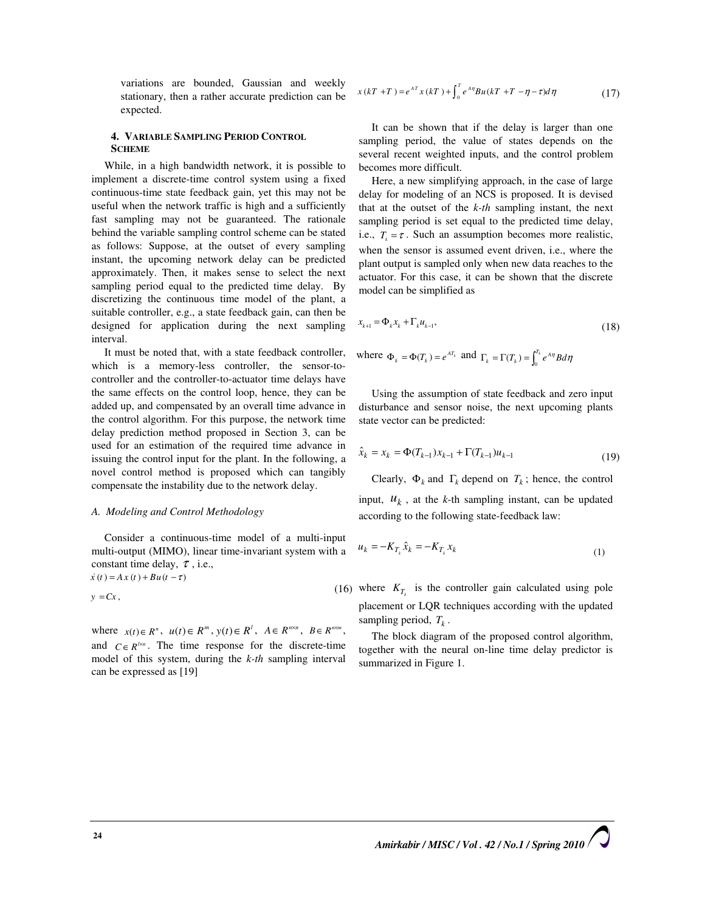variations are bounded, Gaussian and weekly stationary, then a rather accurate prediction can be expected.

## 4. Variable Sampling Period Control Scheme

While, in a high bandwidth network, it is possible to implement a discrete-time control system using a fixed continuous-time state feedback gain, yet this may not be useful when the network traffic is high and a sufficiently fast sampling may not be guaranteed. The rationale behind the variable sampling control scheme can be stated as follows: Suppose, at the outset of every sampling instant, the upcoming network delay can be predicted approximately. Then, it makes sense to select the next sampling period equal to the predicted time delay. By discretizing the continuous time model of the plant, a suitable controller, e.g., a state feedback gain, can then be designed for application during the next sampling interval.

It must be noted that, with a state feedback controller, which is a memory-less controller, the sensor-to-controller and the controller-to-actuator time delays have the same effects on the control loop, hence, they can be added up, and compensated by an overall time advance in the control algorithm. For this purpose, the network time delay prediction method proposed in Section 3, can be used for an estimation of the required time advance in issuing the control input for the plant. In the following, a novel control method is proposed which can tangibly compensate the instability due to the network delay.

### *A. Modeling and Control Methodology*

Consider a continuous-time model of a multi-input multi-output (MIMO), linear time-invariant system with a constant time delay, $\tau$, i.e.,

$$\dot{x}(t) = Ax(t) + Bu(t-\tau)$$
$$y = Cx, \tag{16}$$

where $x(t) \in R^n$, $u(t) \in R^m$, $y(t) \in R^l$, $A \in R^{n \times n}$, $B \in R^{n \times m}$, and $C \in R^{l \times n}$. The time response for the discrete-time model of this system, during the *k-th* sampling interval can be expressed as [19]

$$x(kT+T) = e^{AT}x(kT) + \int_0^T e^{A\eta}Bu(kT+T-\eta-\tau)d\eta \tag{17}$$

It can be shown that if the delay is larger than one sampling period, the value of states depends on the several recent weighted inputs, and the control problem becomes more difficult.

Here, a new simplifying approach, in the case of large delay for modeling of an NCS is proposed. It is devised that at the outset of the *k-th* sampling instant, the next sampling period is set equal to the predicted time delay, i.e., $T_k = \tau$. Such an assumption becomes more realistic, when the sensor is assumed event driven, i.e., where the plant output is sampled only when new data reaches to the actuator. For this case, it can be shown that the discrete model can be simplified as

$$x_{k+1} = \Phi_k x_k + \Gamma_k u_{k-1}, \tag{18}$$

where $\Phi_k = \Phi(T_k) = e^{AT_k}$ and $\Gamma_k = \Gamma(T_k) = \int_0^{T_k} e^{A\eta}Bd\eta$

Using the assumption of state feedback and zero input disturbance and sensor noise, the next upcoming plants state vector can be predicted:

$$\hat{x}_k = x_k = \Phi(T_{k-1})x_{k-1} + \Gamma(T_{k-1})u_{k-1} \tag{19}$$

Clearly, $\Phi_k$ and $\Gamma_k$ depend on $T_k$; hence, the control input, $u_k$, at the *k*-th sampling instant, can be updated according to the following state-feedback law:

$$u_k = -K_{T_k}\hat{x}_k = -K_{T_k}x_k \tag{1}$$

where $K_{T_k}$ is the controller gain calculated using pole placement or LQR techniques according with the updated sampling period, $T_k$.

The block diagram of the proposed control algorithm, together with the neural on-line time delay predictor is summarized in Figure 1.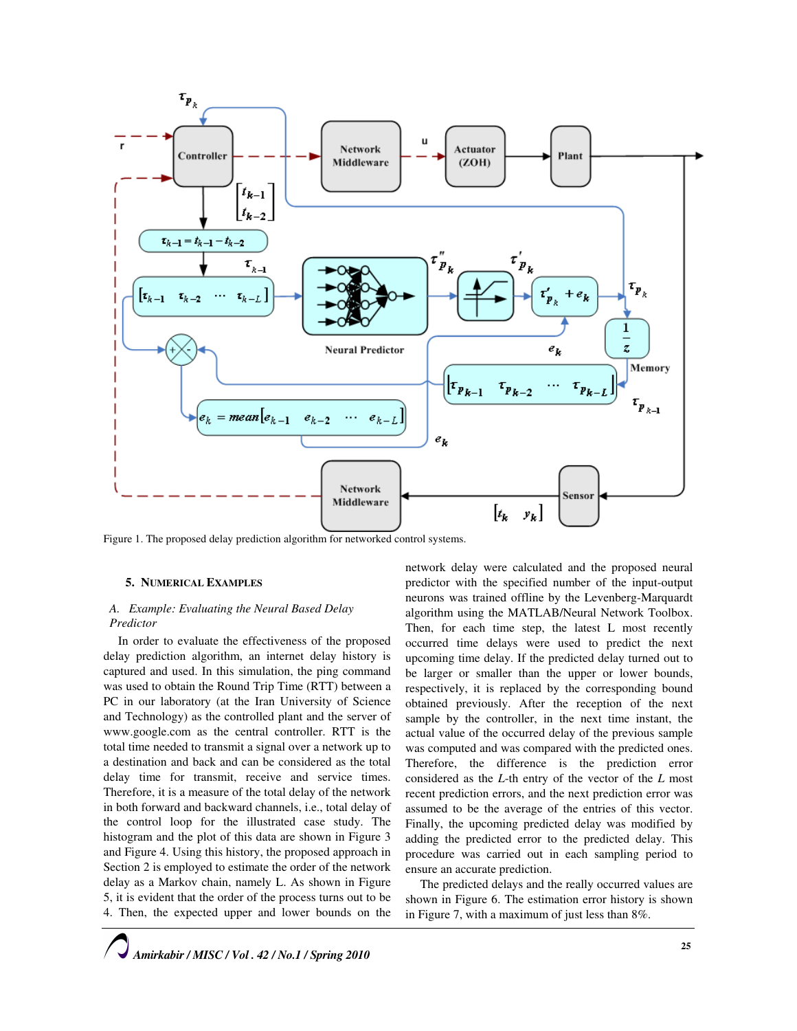Figure 1. The proposed delay prediction algorithm for networked control systems.

## 5. Numerical Examples

### *A. Example: Evaluating the Neural Based Delay Predictor*

In order to evaluate the effectiveness of the proposed delay prediction algorithm, an internet delay history is captured and used. In this simulation, the ping command was used to obtain the Round Trip Time (RTT) between a PC in our laboratory (at the Iran University of Science and Technology) as the controlled plant and the server of www.google.com as the central controller. RTT is the total time needed to transmit a signal over a network up to a destination and back and can be considered as the total delay time for transmit, receive and service times. Therefore, it is a measure of the total delay of the network in both forward and backward channels, i.e., total delay of the control loop for the illustrated case study. The histogram and the plot of this data are shown in Figure 3 and Figure 4. Using this history, the proposed approach in Section 2 is employed to estimate the order of the network delay as a Markov chain, namely L. As shown in Figure 5, it is evident that the order of the process turns out to be 4. Then, the expected upper and lower bounds on the network delay were calculated and the proposed neural predictor with the specified number of the input-output neurons was trained offline by the Levenberg-Marquardt algorithm using the MATLAB/Neural Network Toolbox. Then, for each time step, the latest L most recently occurred time delays were used to predict the next upcoming time delay. If the predicted delay turned out to be larger or smaller than the upper or lower bounds, respectively, it is replaced by the corresponding bound obtained previously. After the reception of the next sample by the controller, in the next time instant, the actual value of the occurred delay of the previous sample was computed and was compared with the predicted ones. Therefore, the difference is the prediction error considered as the *L*-th entry of the vector of the *L* most recent prediction errors, and the next prediction error was assumed to be the average of the entries of this vector. Finally, the upcoming predicted delay was modified by adding the predicted error to the predicted delay. This procedure was carried out in each sampling period to ensure an accurate prediction.

The predicted delays and the really occurred values are shown in Figure 6. The estimation error history is shown in Figure 7, with a maximum of just less than 8%.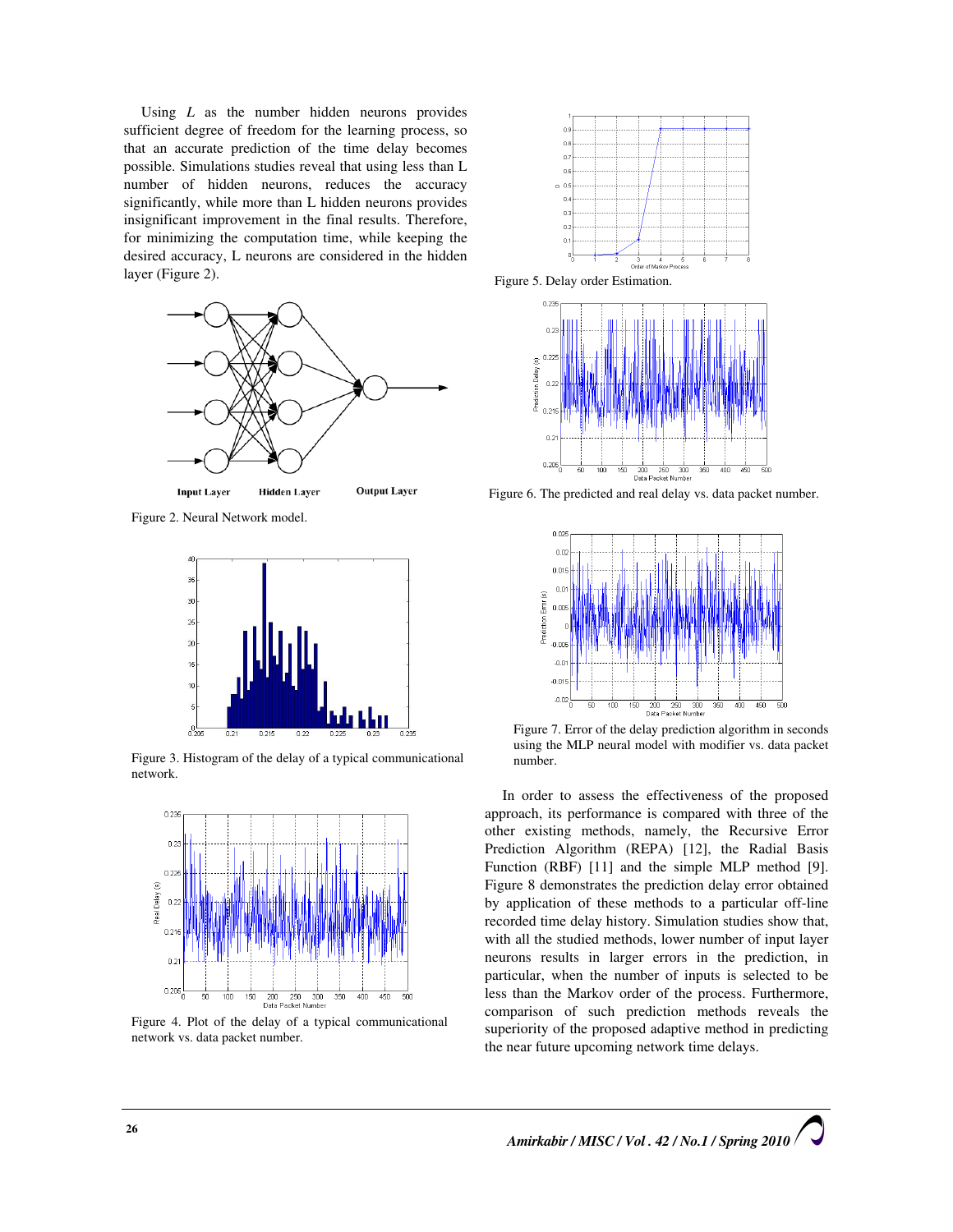Using $L$ as the number hidden neurons provides sufficient degree of freedom for the learning process, so that an accurate prediction of the time delay becomes possible. Simulations studies reveal that using less than L number of hidden neurons, reduces the accuracy significantly, while more than L hidden neurons provides insignificant improvement in the final results. Therefore, for minimizing the computation time, while keeping the desired accuracy, L neurons are considered in the hidden layer (Figure 2).

Figure 2. Neural Network model.

Figure 3. Histogram of the delay of a typical communicational network.

Figure 4. Plot of the delay of a typical communicational network vs. data packet number.

Figure 5. Delay order Estimation.

Figure 6. The predicted and real delay vs. data packet number.

Figure 7. Error of the delay prediction algorithm in seconds using the MLP neural model with modifier vs. data packet number.

In order to assess the effectiveness of the proposed approach, its performance is compared with three of the other existing methods, namely, the Recursive Error Prediction Algorithm (REPA) [12], the Radial Basis Function (RBF) [11] and the simple MLP method [9]. Figure 8 demonstrates the prediction delay error obtained by application of these methods to a particular off-line recorded time delay history. Simulation studies show that, with all the studied methods, lower number of input layer neurons results in larger errors in the prediction, in particular, when the number of inputs is selected to be less than the Markov order of the process. Furthermore, comparison of such prediction methods reveals the superiority of the proposed adaptive method in predicting the near future upcoming network time delays.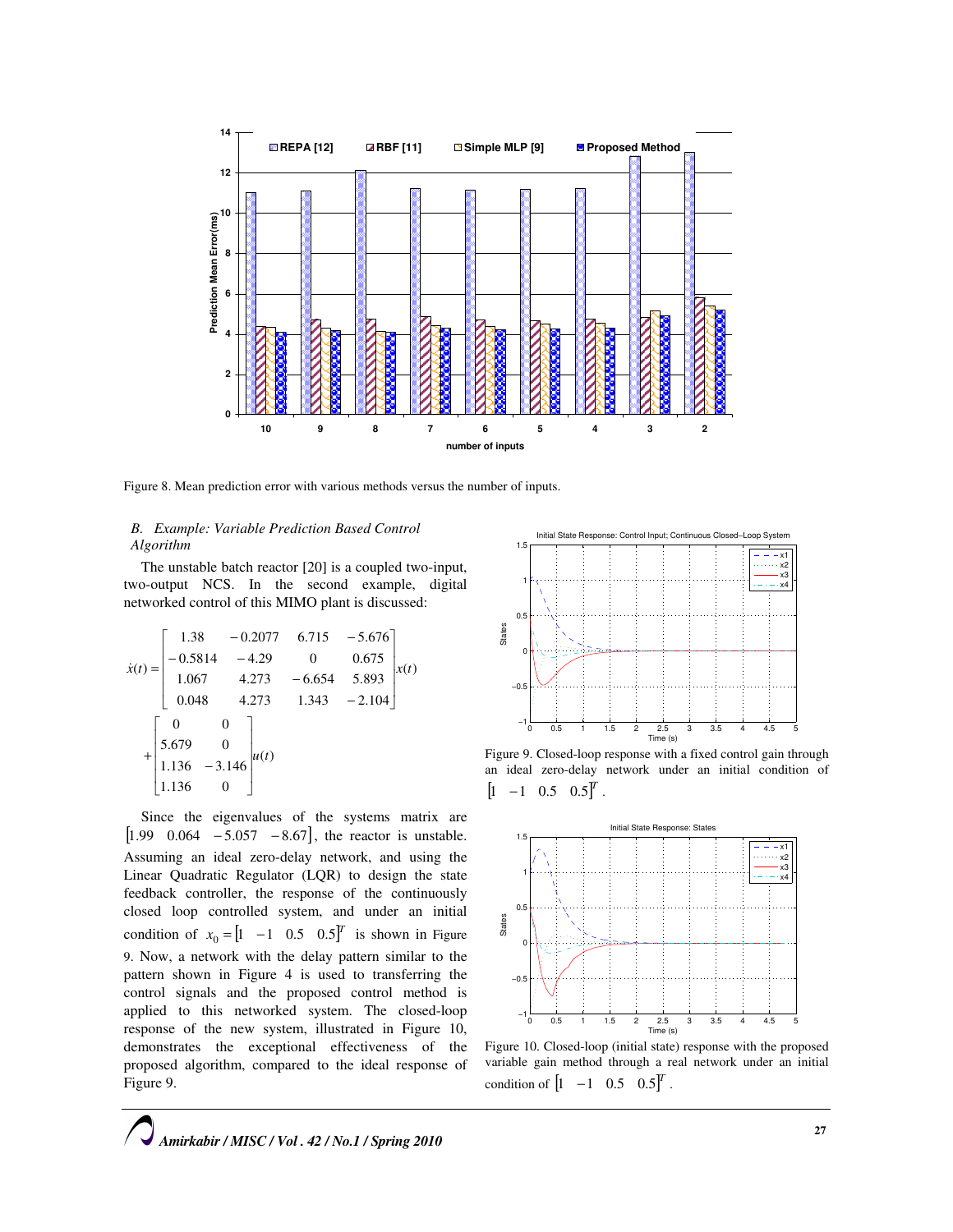Figure 8. Mean prediction error with various methods versus the number of inputs.

### B. Example: Variable Prediction Based Control Algorithm

The unstable batch reactor [20] is a coupled two-input, two-output NCS. In the second example, digital networked control of this MIMO plant is discussed:

$$\dot{x}(t)=\begin{bmatrix} 1.38 & -0.2077 & 6.715 & -5.676 \\ -0.5814 & -4.29 & 0 & 0.675 \\ 1.067 & 4.273 & -6.654 & 5.893 \\ 0.048 & 4.273 & 1.343 & -2.104 \end{bmatrix}x(t) + \begin{bmatrix} 0 & 0 \\ 5.679 & 0 \\ 1.136 & -3.146 \\ 1.136 & 0 \end{bmatrix}u(t)$$

Since the eigenvalues of the systems matrix are $[1.99 \quad 0.064 \quad -5.057 \quad -8.67]$, the reactor is unstable. Assuming an ideal zero-delay network, and using the Linear Quadratic Regulator (LQR) to design the state feedback controller, the response of the continuously closed loop controlled system, and under an initial condition of $x_0 = [1 \quad -1 \quad 0.5 \quad 0.5]^T$ is shown in Figure 9. Now, a network with the delay pattern similar to the pattern shown in Figure 4 is used to transferring the control signals and the proposed control method is applied to this networked system. The closed-loop response of the new system, illustrated in Figure 10, demonstrates the exceptional effectiveness of the proposed algorithm, compared to the ideal response of Figure 9.

Figure 9. Closed-loop response with a fixed control gain through an ideal zero-delay network under an initial condition of $[1 \quad -1 \quad 0.5 \quad 0.5]^T$.

Figure 10. Closed-loop (initial state) response with the proposed variable gain method through a real network under an initial condition of $[1 \quad -1 \quad 0.5 \quad 0.5]^T$.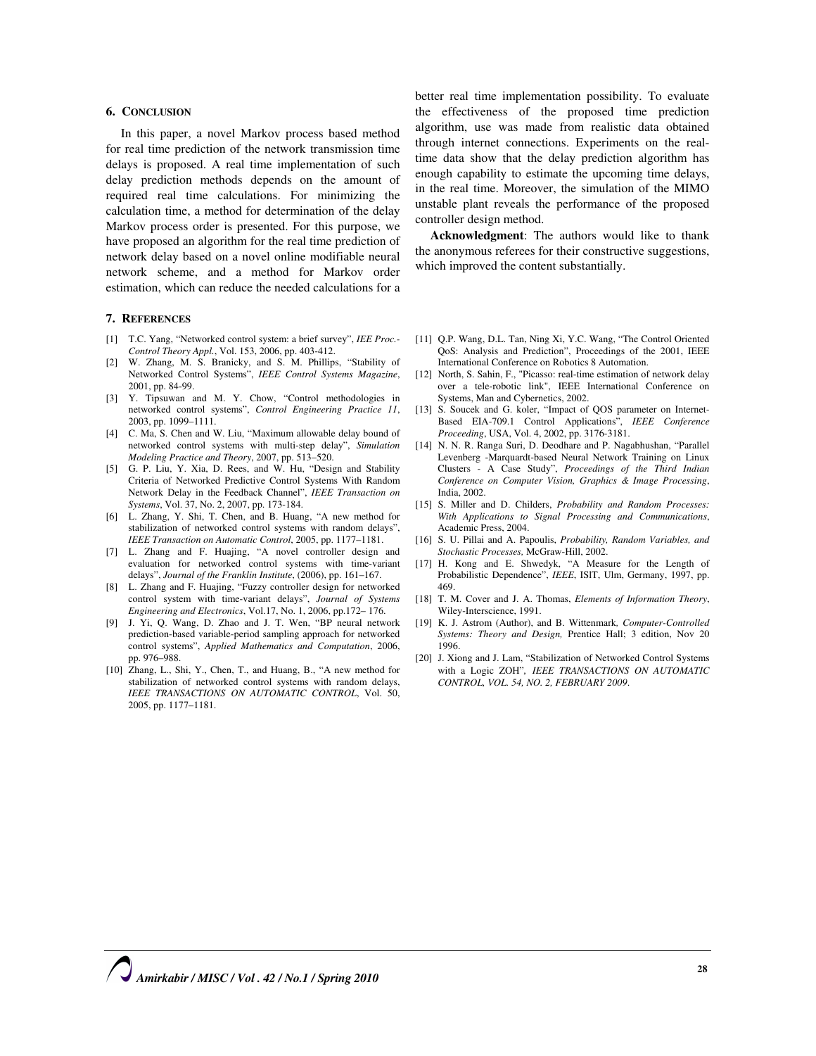## 6. Conclusion

In this paper, a novel Markov process based method for real time prediction of the network transmission time delays is proposed. A real time implementation of such delay prediction methods depends on the amount of required real time calculations. For minimizing the calculation time, a method for determination of the delay Markov process order is presented. For this purpose, we have proposed an algorithm for the real time prediction of network delay based on a novel online modifiable neural network scheme, and a method for Markov order estimation, which can reduce the needed calculations for a better real time implementation possibility. To evaluate the effectiveness of the proposed time prediction algorithm, use was made from realistic data obtained through internet connections. Experiments on the real-time data show that the delay prediction algorithm has enough capability to estimate the upcoming time delays, in the real time. Moreover, the simulation of the MIMO unstable plant reveals the performance of the proposed controller design method.

**Acknowledgment**: The authors would like to thank the anonymous referees for their constructive suggestions, which improved the content substantially.

## 7. References

[1] T.C. Yang, "Networked control system: a brief survey", *IEE Proc.-Control Theory Appl.*, Vol. 153, 2006, pp. 403-412.

[2] W. Zhang, M. S. Branicky, and S. M. Phillips, "Stability of Networked Control Systems", *IEEE Control Systems Magazine*, 2001, pp. 84-99.

[3] Y. Tipsuwan and M. Y. Chow, "Control methodologies in networked control systems", *Control Engineering Practice 11*, 2003, pp. 1099–1111.

[4] C. Ma, S. Chen and W. Liu, "Maximum allowable delay bound of networked control systems with multi-step delay", *Simulation Modeling Practice and Theory*, 2007, pp. 513–520.

[5] G. P. Liu, Y. Xia, D. Rees, and W. Hu, "Design and Stability Criteria of Networked Predictive Control Systems With Random Network Delay in the Feedback Channel", *IEEE Transaction on Systems*, Vol. 37, No. 2, 2007, pp. 173-184.

[6] L. Zhang, Y. Shi, T. Chen, and B. Huang, "A new method for stabilization of networked control systems with random delays", *IEEE Transaction on Automatic Control*, 2005, pp. 1177–1181.

[7] L. Zhang and F. Huajing, "A novel controller design and evaluation for networked control systems with time-variant delays", *Journal of the Franklin Institute*, (2006), pp. 161–167.

[8] L. Zhang and F. Huajing, "Fuzzy controller design for networked control system with time-variant delays", *Journal of Systems Engineering and Electronics*, Vol.17, No. 1, 2006, pp.172– 176.

[9] J. Yi, Q. Wang, D. Zhao and J. T. Wen, "BP neural network prediction-based variable-period sampling approach for networked control systems", *Applied Mathematics and Computation*, 2006, pp. 976–988.

[10] Zhang, L., Shi, Y., Chen, T., and Huang, B., "A new method for stabilization of networked control systems with random delays, *IEEE TRANSACTIONS ON AUTOMATIC CONTROL*, Vol. 50, 2005, pp. 1177–1181.

[11] Q.P. Wang, D.L. Tan, Ning Xi, Y.C. Wang, "The Control Oriented QoS: Analysis and Prediction", Proceedings of the 2001, IEEE International Conference on Robotics 8 Automation.

[12] North, S. Sahin, F., "Picasso: real-time estimation of network delay over a tele-robotic link", IEEE International Conference on Systems, Man and Cybernetics, 2002.

[13] S. Soucek and G. koler, "Impact of QOS parameter on Internet-Based EIA-709.1 Control Applications", *IEEE Conference Proceeding*, USA, Vol. 4, 2002, pp. 3176-3181.

[14] N. N. R. Ranga Suri, D. Deodhare and P. Nagabhushan, "Parallel Levenberg -Marquardt-based Neural Network Training on Linux Clusters - A Case Study", *Proceedings of the Third Indian Conference on Computer Vision, Graphics & Image Processing*, India, 2002.

[15] S. Miller and D. Childers, *Probability and Random Processes: With Applications to Signal Processing and Communications*, Academic Press, 2004.

[16] S. U. Pillai and A. Papoulis, *Probability, Random Variables, and Stochastic Processes,* McGraw-Hill, 2002.

[17] H. Kong and E. Shwedyk, "A Measure for the Length of Probabilistic Dependence", *IEEE*, ISIT, Ulm, Germany, 1997, pp. 469.

[18] T. M. Cover and J. A. Thomas, *Elements of Information Theory*, Wiley-Interscience, 1991.

[19] K. J. Astrom (Author), and B. Wittenmark*, Computer-Controlled Systems: Theory and Design,* Prentice Hall; 3 edition, Nov 20 1996.

[20] J. Xiong and J. Lam, "Stabilization of Networked Control Systems with a Logic ZOH"*, IEEE TRANSACTIONS ON AUTOMATIC CONTROL, VOL. 54, NO. 2, FEBRUARY 2009*.